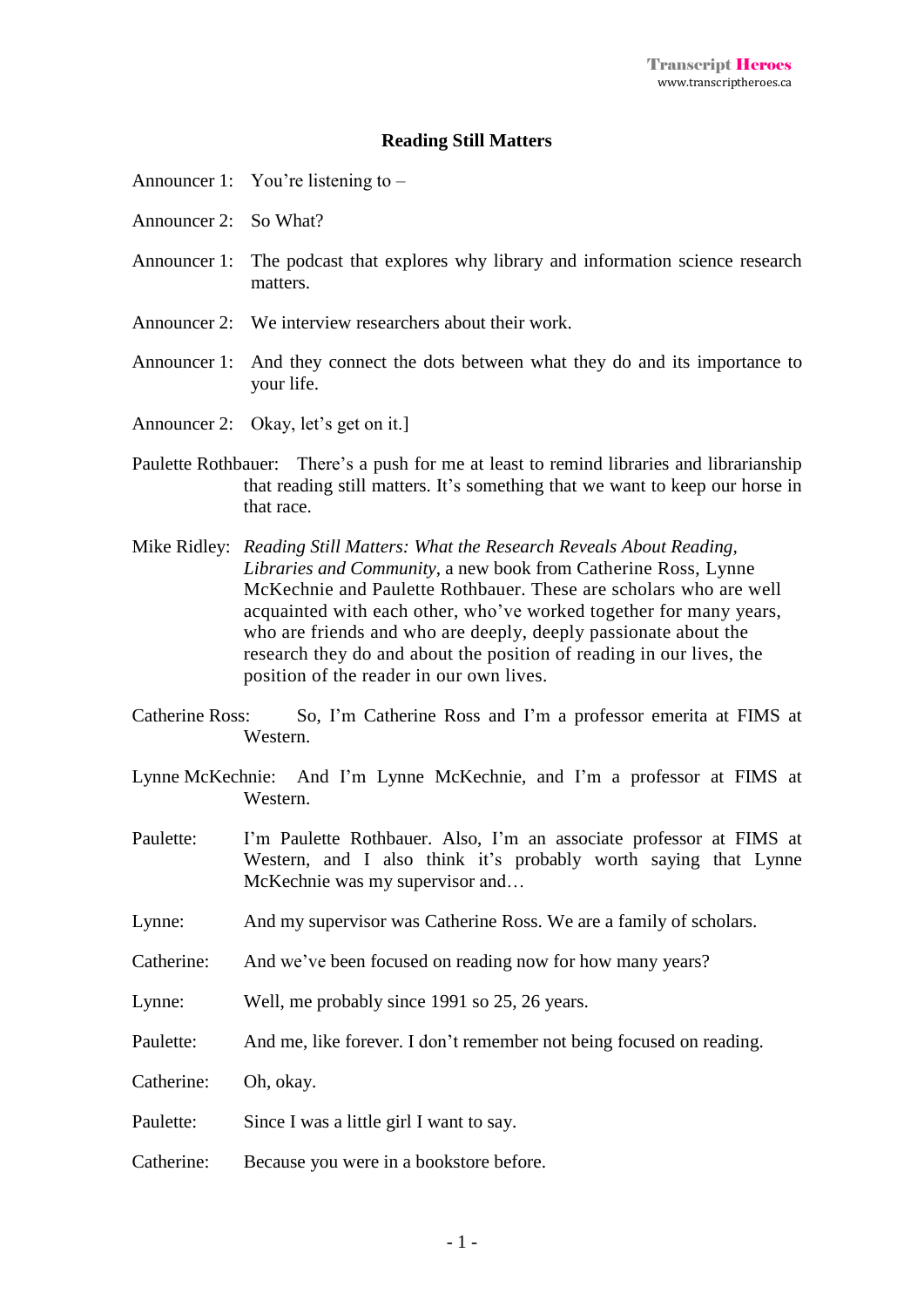# Reading Still Matters

Announcer 1: You're listening to –

Announcer 2: So What?

Announcer 1: The podcast that explores why library and information science research matters.

Announcer 2: We interview researchers about their work.

Announcer 1: And they connect the dots between what they do and its importance to your life.

Announcer 2: Okay, let's get on it.]

Paulette Rothbauer: There's a push for me at least to remind libraries and librarianship that reading still matters. It's something that we want to keep our horse in that race.

Mike Ridley: *Reading Still Matters: What the Research Reveals About Reading, Libraries and Community*, a new book from Catherine Ross, Lynne McKechnie and Paulette Rothbauer. These are scholars who are well acquainted with each other, who've worked together for many years, who are friends and who are deeply, deeply passionate about the research they do and about the position of reading in our lives, the position of the reader in our own lives.

Catherine Ross: So, I'm Catherine Ross and I'm a professor emerita at FIMS at Western.

Lynne McKechnie: And I'm Lynne McKechnie, and I'm a professor at FIMS at Western.

Paulette: I'm Paulette Rothbauer. Also, I'm an associate professor at FIMS at Western, and I also think it's probably worth saying that Lynne McKechnie was my supervisor and…

Lynne: And my supervisor was Catherine Ross. We are a family of scholars.

Catherine: And we've been focused on reading now for how many years?

Lynne: Well, me probably since 1991 so 25, 26 years.

Paulette: And me, like forever. I don't remember not being focused on reading.

Catherine: Oh, okay.

Paulette: Since I was a little girl I want to say.

Catherine: Because you were in a bookstore before.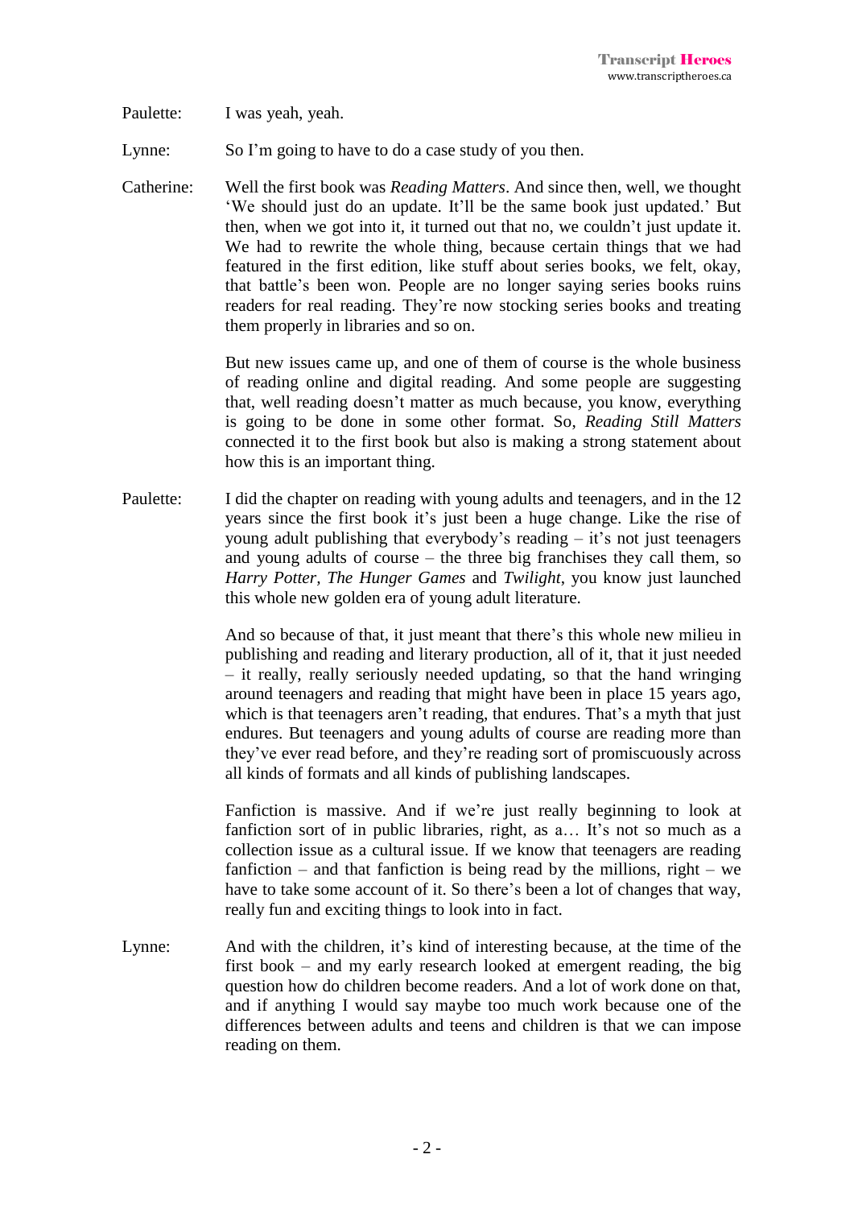Paulette: I was yeah, yeah.

Lynne: So I'm going to have to do a case study of you then.

Catherine: Well the first book was *Reading Matters*. And since then, well, we thought 'We should just do an update. It'll be the same book just updated.' But then, when we got into it, it turned out that no, we couldn't just update it. We had to rewrite the whole thing, because certain things that we had featured in the first edition, like stuff about series books, we felt, okay, that battle's been won. People are no longer saying series books ruins readers for real reading. They're now stocking series books and treating them properly in libraries and so on.

But new issues came up, and one of them of course is the whole business of reading online and digital reading. And some people are suggesting that, well reading doesn't matter as much because, you know, everything is going to be done in some other format. So, *Reading Still Matters* connected it to the first book but also is making a strong statement about how this is an important thing.

Paulette: I did the chapter on reading with young adults and teenagers, and in the 12 years since the first book it's just been a huge change. Like the rise of young adult publishing that everybody's reading – it's not just teenagers and young adults of course – the three big franchises they call them, so *Harry Potter*, *The Hunger Games* and *Twilight*, you know just launched this whole new golden era of young adult literature.

And so because of that, it just meant that there's this whole new milieu in publishing and reading and literary production, all of it, that it just needed – it really, really seriously needed updating, so that the hand wringing around teenagers and reading that might have been in place 15 years ago, which is that teenagers aren't reading, that endures. That's a myth that just endures. But teenagers and young adults of course are reading more than they've ever read before, and they're reading sort of promiscuously across all kinds of formats and all kinds of publishing landscapes.

Fanfiction is massive. And if we're just really beginning to look at fanfiction sort of in public libraries, right, as a… It's not so much as a collection issue as a cultural issue. If we know that teenagers are reading fanfiction – and that fanfiction is being read by the millions, right – we have to take some account of it. So there's been a lot of changes that way, really fun and exciting things to look into in fact.

Lynne: And with the children, it's kind of interesting because, at the time of the first book – and my early research looked at emergent reading, the big question how do children become readers. And a lot of work done on that, and if anything I would say maybe too much work because one of the differences between adults and teens and children is that we can impose reading on them.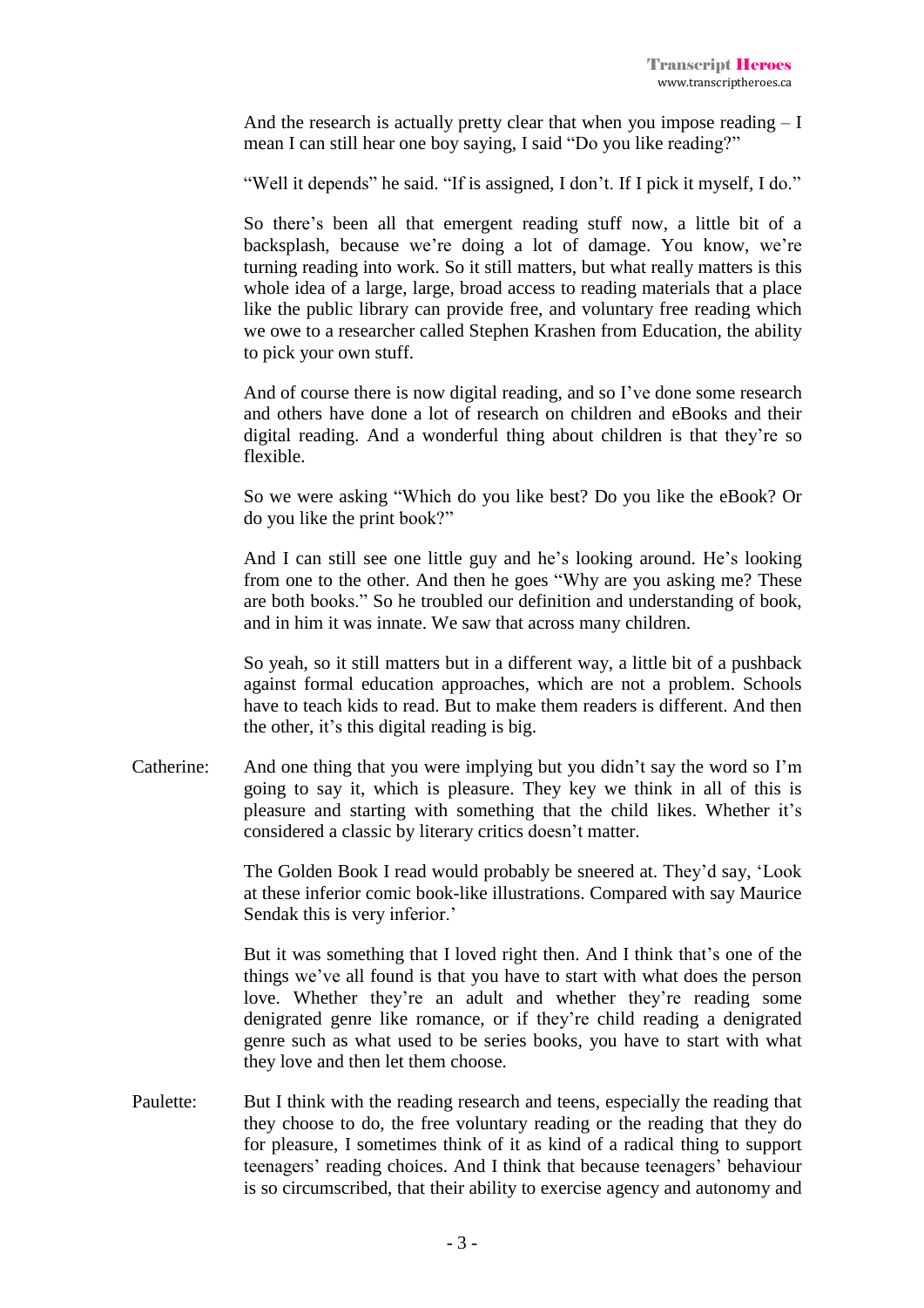And the research is actually pretty clear that when you impose reading – I mean I can still hear one boy saying, I said "Do you like reading?"

"Well it depends" he said. "If is assigned, I don't. If I pick it myself, I do."

So there's been all that emergent reading stuff now, a little bit of a backsplash, because we're doing a lot of damage. You know, we're turning reading into work. So it still matters, but what really matters is this whole idea of a large, large, broad access to reading materials that a place like the public library can provide free, and voluntary free reading which we owe to a researcher called Stephen Krashen from Education, the ability to pick your own stuff.

And of course there is now digital reading, and so I've done some research and others have done a lot of research on children and eBooks and their digital reading. And a wonderful thing about children is that they're so flexible.

So we were asking "Which do you like best? Do you like the eBook? Or do you like the print book?"

And I can still see one little guy and he's looking around. He's looking from one to the other. And then he goes "Why are you asking me? These are both books." So he troubled our definition and understanding of book, and in him it was innate. We saw that across many children.

So yeah, so it still matters but in a different way, a little bit of a pushback against formal education approaches, which are not a problem. Schools have to teach kids to read. But to make them readers is different. And then the other, it's this digital reading is big.

Catherine: And one thing that you were implying but you didn't say the word so I'm going to say it, which is pleasure. They key we think in all of this is pleasure and starting with something that the child likes. Whether it's considered a classic by literary critics doesn't matter.

The Golden Book I read would probably be sneered at. They'd say, 'Look at these inferior comic book-like illustrations. Compared with say Maurice Sendak this is very inferior.'

But it was something that I loved right then. And I think that's one of the things we've all found is that you have to start with what does the person love. Whether they're an adult and whether they're reading some denigrated genre like romance, or if they're child reading a denigrated genre such as what used to be series books, you have to start with what they love and then let them choose.

Paulette: But I think with the reading research and teens, especially the reading that they choose to do, the free voluntary reading or the reading that they do for pleasure, I sometimes think of it as kind of a radical thing to support teenagers' reading choices. And I think that because teenagers' behaviour is so circumscribed, that their ability to exercise agency and autonomy and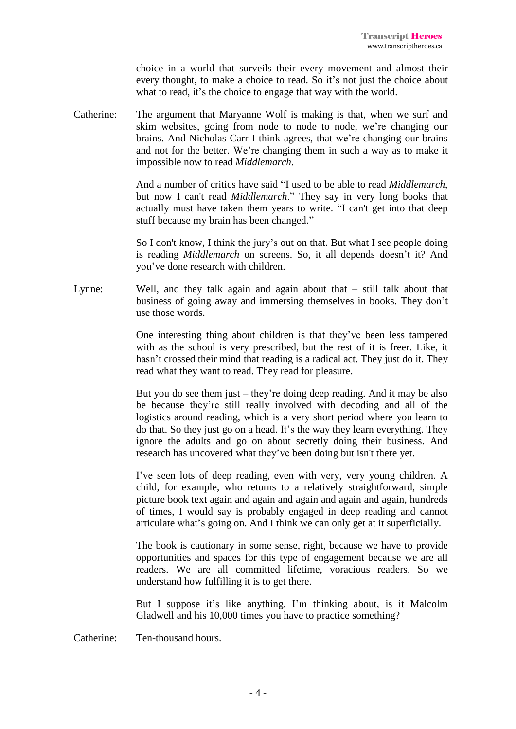choice in a world that surveils their every movement and almost their every thought, to make a choice to read. So it's not just the choice about what to read, it's the choice to engage that way with the world.

Catherine: The argument that Maryanne Wolf is making is that, when we surf and skim websites, going from node to node, we're changing our brains. And Nicholas Carr I think agrees, that we're changing our brains and not for the better. We're changing them in such a way as to make it impossible now to read *Middlemarch*.

And a number of critics have said "I used to be able to read *Middlemarch*, but now I can't read *Middlemarch*." They say in very long books that actually must have taken them years to write. "I can't get into that deep stuff because my brain has been changed."

So I don't know, I think the jury's out on that. But what I see people doing is reading *Middlemarch* on screens. So, it all depends doesn't it? And you've done research with children.

Lynne: Well, and they talk again and again about that – still talk about that business of going away and immersing themselves in books. They don't use those words.

One interesting thing about children is that they've been less tampered with as the school is very prescribed, but the rest of it is freer. Like, it hasn't crossed their mind that reading is a radical act. They just do it. They read what they want to read. They read for pleasure.

But you do see them just – they're doing deep reading. And it may be also be because they're still really involved with decoding and all of the logistics around reading, which is a very short period where you learn to do that. So they just go on a head. It's the way they learn everything. They ignore the adults and go on about secretly doing their business. And research has uncovered what they've been doing but isn't there yet.

I've seen lots of deep reading, even with very, very young children. A child, for example, who returns to a relatively straightforward, simple picture book text again and again and again and again and again, hundreds of times, I would say is probably engaged in deep reading and cannot articulate what's going on. And I think we can only get at it superficially.

The book is cautionary in some sense, right, because we have to provide opportunities and spaces for this type of engagement because we are all readers. We are all committed lifetime, voracious readers. So we understand how fulfilling it is to get there.

But I suppose it's like anything. I'm thinking about, is it Malcolm Gladwell and his 10,000 times you have to practice something?

Catherine: Ten-thousand hours.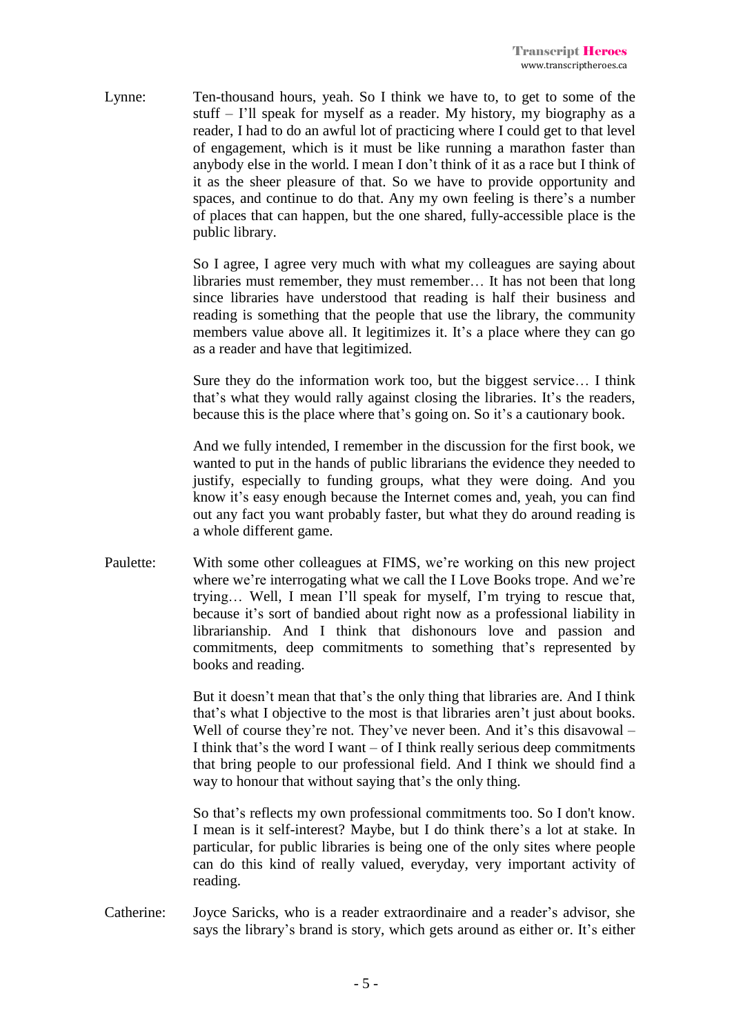Lynne: Ten-thousand hours, yeah. So I think we have to, to get to some of the stuff – I'll speak for myself as a reader. My history, my biography as a reader, I had to do an awful lot of practicing where I could get to that level of engagement, which is it must be like running a marathon faster than anybody else in the world. I mean I don't think of it as a race but I think of it as the sheer pleasure of that. So we have to provide opportunity and spaces, and continue to do that. Any my own feeling is there's a number of places that can happen, but the one shared, fully-accessible place is the public library.

So I agree, I agree very much with what my colleagues are saying about libraries must remember, they must remember… It has not been that long since libraries have understood that reading is half their business and reading is something that the people that use the library, the community members value above all. It legitimizes it. It's a place where they can go as a reader and have that legitimized.

Sure they do the information work too, but the biggest service… I think that's what they would rally against closing the libraries. It's the readers, because this is the place where that's going on. So it's a cautionary book.

And we fully intended, I remember in the discussion for the first book, we wanted to put in the hands of public librarians the evidence they needed to justify, especially to funding groups, what they were doing. And you know it's easy enough because the Internet comes and, yeah, you can find out any fact you want probably faster, but what they do around reading is a whole different game.

Paulette: With some other colleagues at FIMS, we're working on this new project where we're interrogating what we call the I Love Books trope. And we're trying… Well, I mean I'll speak for myself, I'm trying to rescue that, because it's sort of bandied about right now as a professional liability in librarianship. And I think that dishonours love and passion and commitments, deep commitments to something that's represented by books and reading.

But it doesn't mean that that's the only thing that libraries are. And I think that's what I objective to the most is that libraries aren't just about books. Well of course they're not. They've never been. And it's this disavowal – I think that's the word I want – of I think really serious deep commitments that bring people to our professional field. And I think we should find a way to honour that without saying that's the only thing.

So that's reflects my own professional commitments too. So I don't know. I mean is it self-interest? Maybe, but I do think there's a lot at stake. In particular, for public libraries is being one of the only sites where people can do this kind of really valued, everyday, very important activity of reading.

Catherine: Joyce Saricks, who is a reader extraordinaire and a reader's advisor, she says the library's brand is story, which gets around as either or. It's either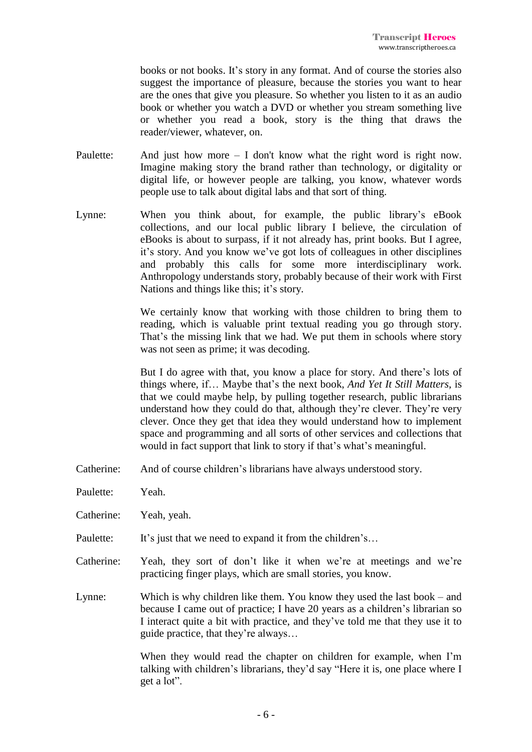books or not books. It's story in any format. And of course the stories also suggest the importance of pleasure, because the stories you want to hear are the ones that give you pleasure. So whether you listen to it as an audio book or whether you watch a DVD or whether you stream something live or whether you read a book, story is the thing that draws the reader/viewer, whatever, on.

Paulette: And just how more – I don't know what the right word is right now. Imagine making story the brand rather than technology, or digitality or digital life, or however people are talking, you know, whatever words people use to talk about digital labs and that sort of thing.

Lynne: When you think about, for example, the public library's eBook collections, and our local public library I believe, the circulation of eBooks is about to surpass, if it not already has, print books. But I agree, it's story. And you know we've got lots of colleagues in other disciplines and probably this calls for some more interdisciplinary work. Anthropology understands story, probably because of their work with First Nations and things like this; it's story.

We certainly know that working with those children to bring them to reading, which is valuable print textual reading you go through story. That's the missing link that we had. We put them in schools where story was not seen as prime; it was decoding.

But I do agree with that, you know a place for story. And there's lots of things where, if… Maybe that's the next book, *And Yet It Still Matters*, is that we could maybe help, by pulling together research, public librarians understand how they could do that, although they're clever. They're very clever. Once they get that idea they would understand how to implement space and programming and all sorts of other services and collections that would in fact support that link to story if that's what's meaningful.

Catherine: And of course children's librarians have always understood story.

Paulette: Yeah.

Catherine: Yeah, yeah.

Paulette: It's just that we need to expand it from the children's…

Catherine: Yeah, they sort of don't like it when we're at meetings and we're practicing finger plays, which are small stories, you know.

Lynne: Which is why children like them. You know they used the last book – and because I came out of practice; I have 20 years as a children's librarian so I interact quite a bit with practice, and they've told me that they use it to guide practice, that they're always…

When they would read the chapter on children for example, when I'm talking with children's librarians, they'd say "Here it is, one place where I get a lot".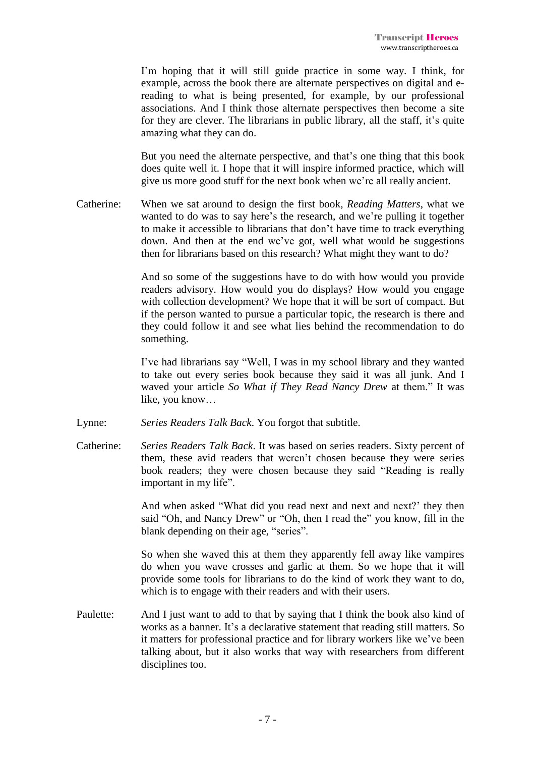I'm hoping that it will still guide practice in some way. I think, for example, across the book there are alternate perspectives on digital and e-reading to what is being presented, for example, by our professional associations. And I think those alternate perspectives then become a site for they are clever. The librarians in public library, all the staff, it's quite amazing what they can do.

But you need the alternate perspective, and that's one thing that this book does quite well it. I hope that it will inspire informed practice, which will give us more good stuff for the next book when we're all really ancient.

Catherine: When we sat around to design the first book, *Reading Matters*, what we wanted to do was to say here's the research, and we're pulling it together to make it accessible to librarians that don't have time to track everything down. And then at the end we've got, well what would be suggestions then for librarians based on this research? What might they want to do?

And so some of the suggestions have to do with how would you provide readers advisory. How would you do displays? How would you engage with collection development? We hope that it will be sort of compact. But if the person wanted to pursue a particular topic, the research is there and they could follow it and see what lies behind the recommendation to do something.

I've had librarians say "Well, I was in my school library and they wanted to take out every series book because they said it was all junk. And I waved your article *So What if They Read Nancy Drew* at them." It was like, you know…

Lynne: *Series Readers Talk Back*. You forgot that subtitle.

Catherine: *Series Readers Talk Back*. It was based on series readers. Sixty percent of them, these avid readers that weren't chosen because they were series book readers; they were chosen because they said "Reading is really important in my life".

And when asked "What did you read next and next and next?' they then said "Oh, and Nancy Drew" or "Oh, then I read the" you know, fill in the blank depending on their age, "series".

So when she waved this at them they apparently fell away like vampires do when you wave crosses and garlic at them. So we hope that it will provide some tools for librarians to do the kind of work they want to do, which is to engage with their readers and with their users.

Paulette: And I just want to add to that by saying that I think the book also kind of works as a banner. It's a declarative statement that reading still matters. So it matters for professional practice and for library workers like we've been talking about, but it also works that way with researchers from different disciplines too.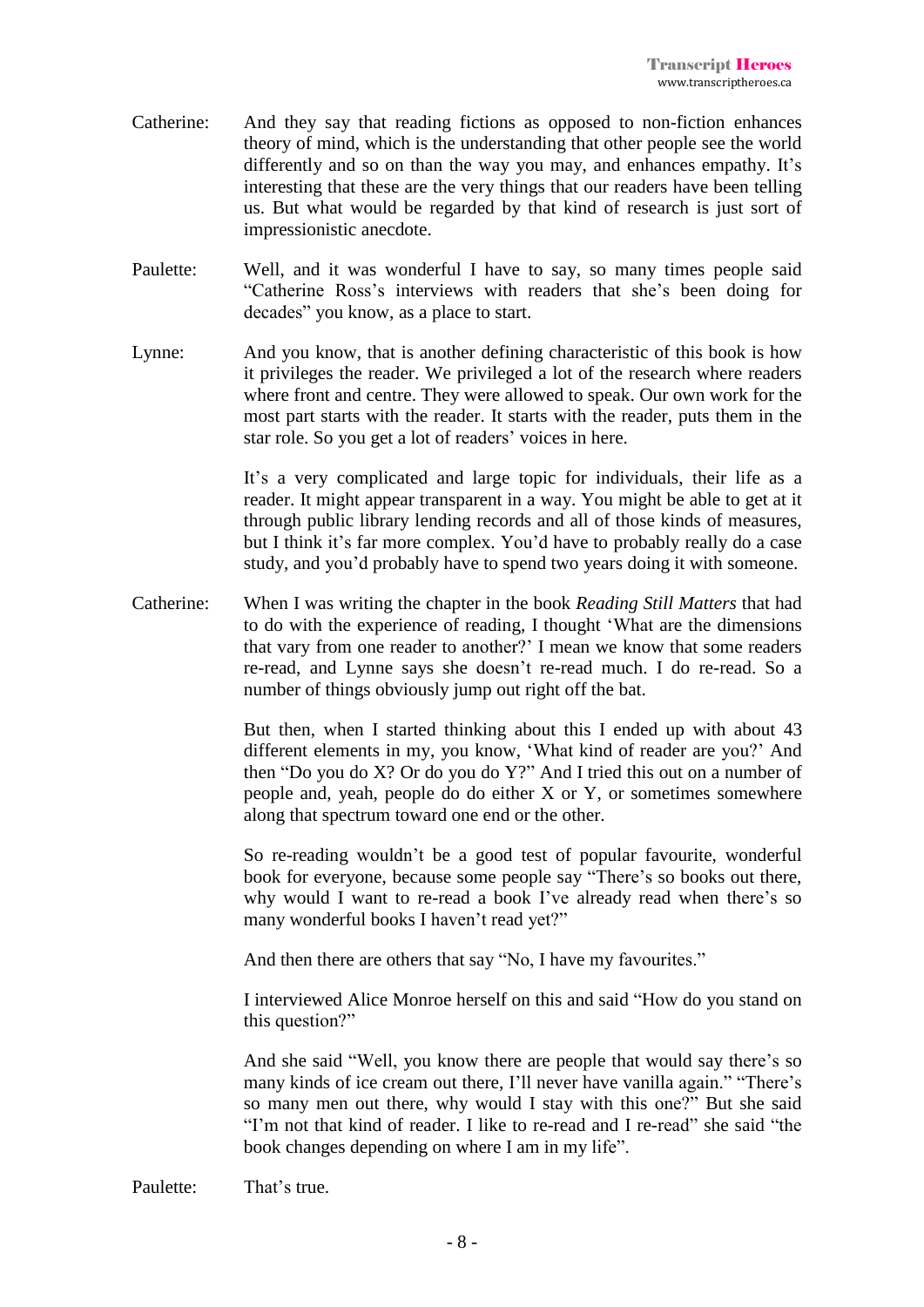Catherine: And they say that reading fictions as opposed to non-fiction enhances theory of mind, which is the understanding that other people see the world differently and so on than the way you may, and enhances empathy. It's interesting that these are the very things that our readers have been telling us. But what would be regarded by that kind of research is just sort of impressionistic anecdote.

Paulette: Well, and it was wonderful I have to say, so many times people said "Catherine Ross's interviews with readers that she's been doing for decades" you know, as a place to start.

Lynne: And you know, that is another defining characteristic of this book is how it privileges the reader. We privileged a lot of the research where readers where front and centre. They were allowed to speak. Our own work for the most part starts with the reader. It starts with the reader, puts them in the star role. So you get a lot of readers' voices in here.

It's a very complicated and large topic for individuals, their life as a reader. It might appear transparent in a way. You might be able to get at it through public library lending records and all of those kinds of measures, but I think it's far more complex. You'd have to probably really do a case study, and you'd probably have to spend two years doing it with someone.

Catherine: When I was writing the chapter in the book *Reading Still Matters* that had to do with the experience of reading, I thought 'What are the dimensions that vary from one reader to another?' I mean we know that some readers re-read, and Lynne says she doesn't re-read much. I do re-read. So a number of things obviously jump out right off the bat.

But then, when I started thinking about this I ended up with about 43 different elements in my, you know, 'What kind of reader are you?' And then "Do you do X? Or do you do Y?" And I tried this out on a number of people and, yeah, people do do either X or Y, or sometimes somewhere along that spectrum toward one end or the other.

So re-reading wouldn't be a good test of popular favourite, wonderful book for everyone, because some people say "There's so books out there, why would I want to re-read a book I've already read when there's so many wonderful books I haven't read yet?"

And then there are others that say "No, I have my favourites."

I interviewed Alice Monroe herself on this and said "How do you stand on this question?"

And she said "Well, you know there are people that would say there's so many kinds of ice cream out there, I'll never have vanilla again." "There's so many men out there, why would I stay with this one?" But she said "I'm not that kind of reader. I like to re-read and I re-read" she said "the book changes depending on where I am in my life".

Paulette: That's true.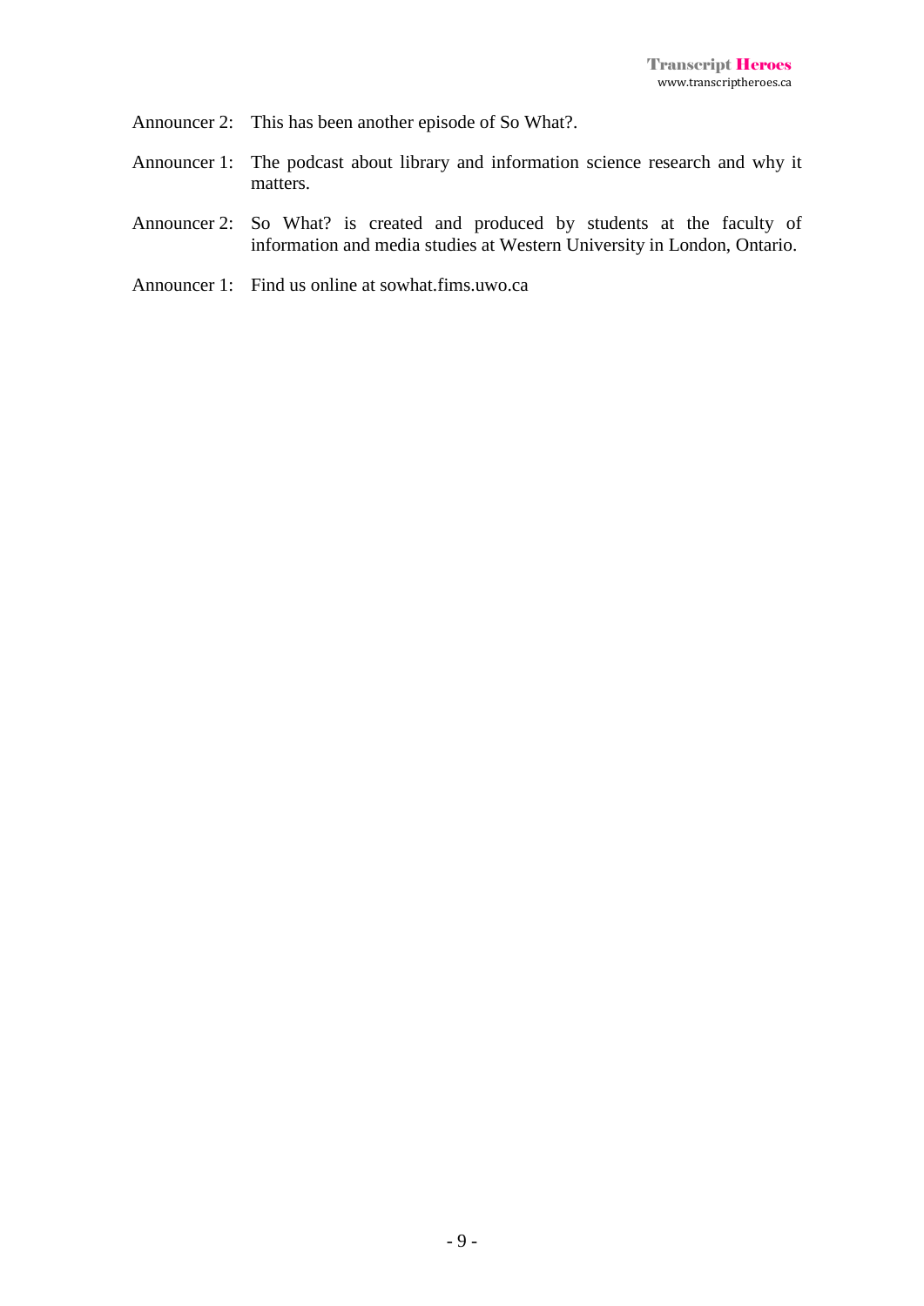Announcer 2: This has been another episode of So What?.

Announcer 1: The podcast about library and information science research and why it matters.

Announcer 2: So What? is created and produced by students at the faculty of information and media studies at Western University in London, Ontario.

Announcer 1: Find us online at sowhat.fims.uwo.ca